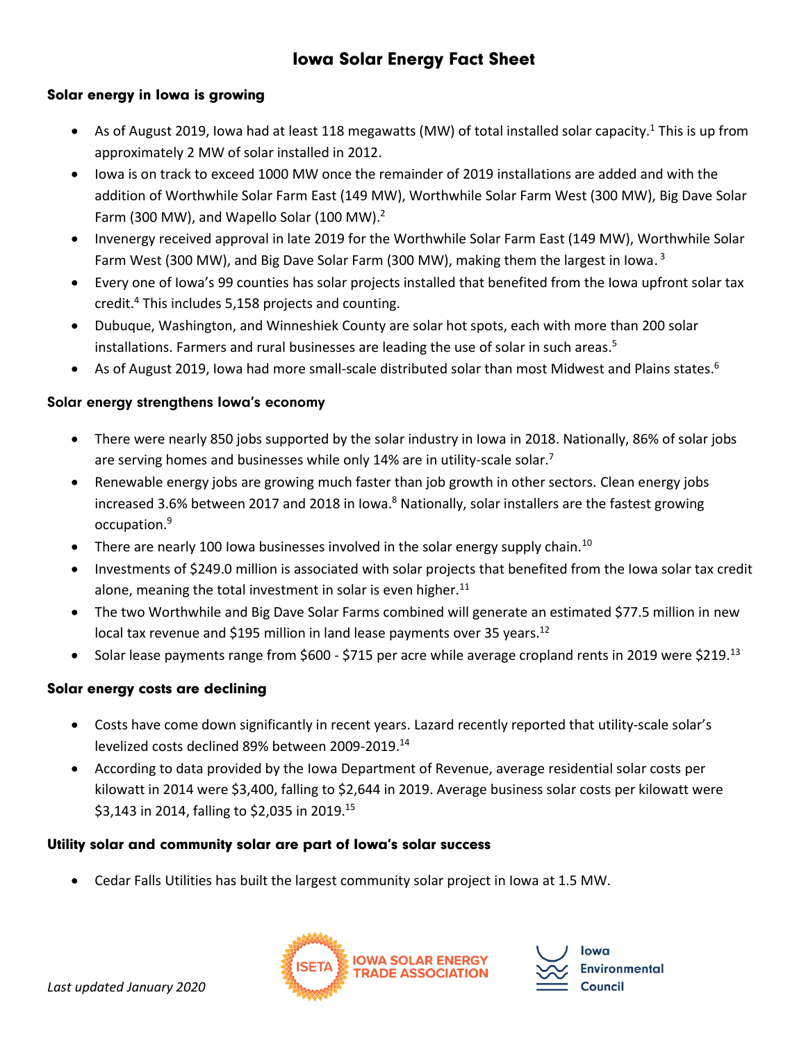# Iowa Solar Energy Fact Sheet

### Solar energy in Iowa is growing

- As of August 2019, Iowa had at least 118 megawatts (MW) of total installed solar capacity.[1] This is up from approximately 2 MW of solar installed in 2012.
- Iowa is on track to exceed 1000 MW once the remainder of 2019 installations are added and with the addition of Worthwhile Solar Farm East (149 MW), Worthwhile Solar Farm West (300 MW), Big Dave Solar Farm (300 MW), and Wapello Solar (100 MW).[2]
- Invenergy received approval in late 2019 for the Worthwhile Solar Farm East (149 MW), Worthwhile Solar Farm West (300 MW), and Big Dave Solar Farm (300 MW), making them the largest in Iowa.[3]
- Every one of Iowa's 99 counties has solar projects installed that benefited from the Iowa upfront solar tax credit.[4] This includes 5,158 projects and counting.
- Dubuque, Washington, and Winneshiek County are solar hot spots, each with more than 200 solar installations. Farmers and rural businesses are leading the use of solar in such areas.[5]
- As of August 2019, Iowa had more small-scale distributed solar than most Midwest and Plains states.[6]

### Solar energy strengthens Iowa's economy

- There were nearly 850 jobs supported by the solar industry in Iowa in 2018. Nationally, 86% of solar jobs are serving homes and businesses while only 14% are in utility-scale solar.[7]
- Renewable energy jobs are growing much faster than job growth in other sectors. Clean energy jobs increased 3.6% between 2017 and 2018 in Iowa.[8] Nationally, solar installers are the fastest growing occupation.[9]
- There are nearly 100 Iowa businesses involved in the solar energy supply chain.[10]
- Investments of $249.0 million is associated with solar projects that benefited from the Iowa solar tax credit alone, meaning the total investment in solar is even higher.[11]
- The two Worthwhile and Big Dave Solar Farms combined will generate an estimated $77.5 million in new local tax revenue and $195 million in land lease payments over 35 years.[12]
- Solar lease payments range from $600 - $715 per acre while average cropland rents in 2019 were $219.[13]

### Solar energy costs are declining

- Costs have come down significantly in recent years. Lazard recently reported that utility-scale solar's levelized costs declined 89% between 2009-2019.[14]
- According to data provided by the Iowa Department of Revenue, average residential solar costs per kilowatt in 2014 were $3,400, falling to $2,644 in 2019. Average business solar costs per kilowatt were $3,143 in 2014, falling to $2,035 in 2019.[15]

### Utility solar and community solar are part of Iowa's solar success

- Cedar Falls Utilities has built the largest community solar project in Iowa at 1.5 MW.

*Last updated January 2020*

ISETA IOWA SOLAR ENERGY TRADE ASSOCIATION

Iowa Environmental Council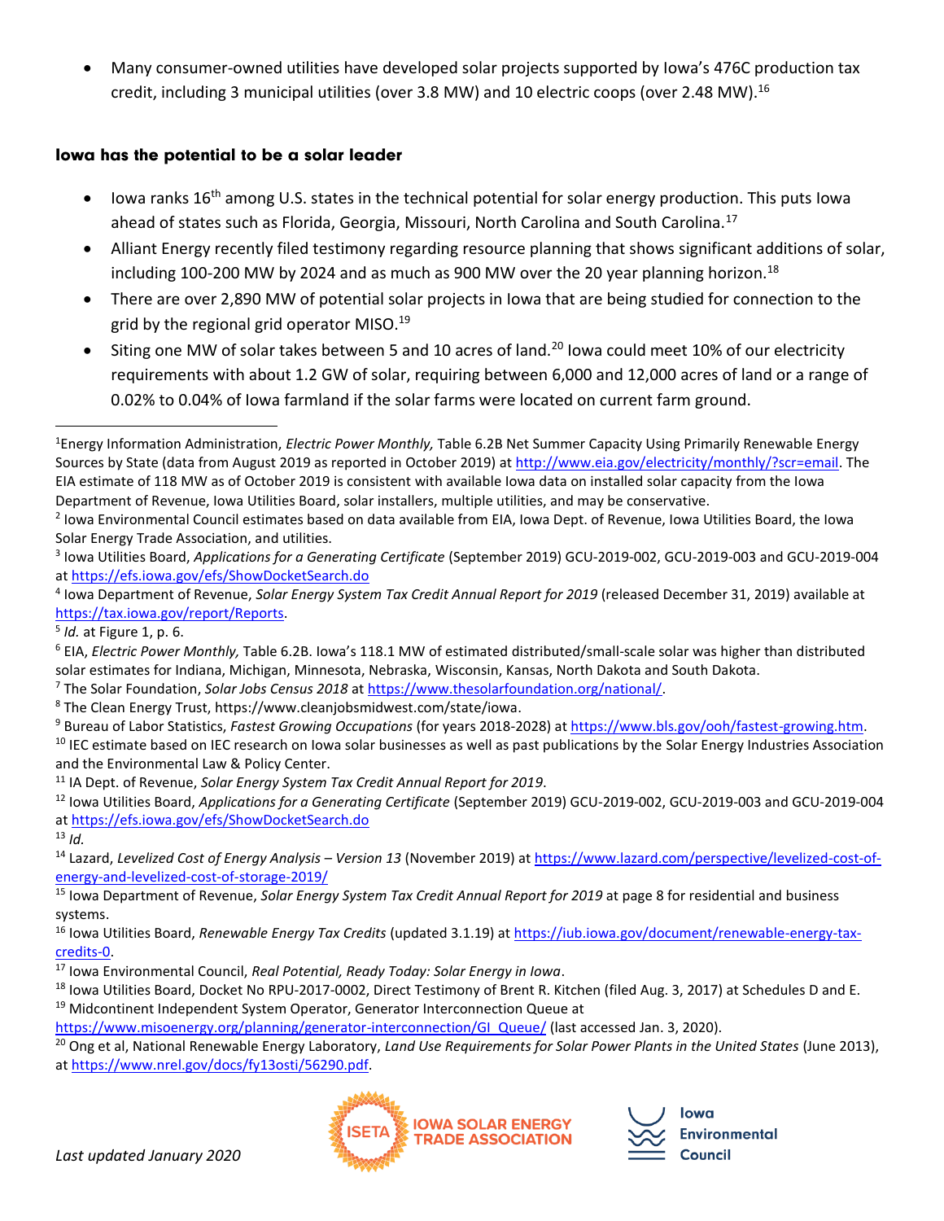- Many consumer-owned utilities have developed solar projects supported by Iowa's 476C production tax credit, including 3 municipal utilities (over 3.8 MW) and 10 electric coops (over 2.48 MW).[16]

### Iowa has the potential to be a solar leader

- Iowa ranks 16th among U.S. states in the technical potential for solar energy production. This puts Iowa ahead of states such as Florida, Georgia, Missouri, North Carolina and South Carolina.[17]
- Alliant Energy recently filed testimony regarding resource planning that shows significant additions of solar, including 100-200 MW by 2024 and as much as 900 MW over the 20 year planning horizon.[18]
- There are over 2,890 MW of potential solar projects in Iowa that are being studied for connection to the grid by the regional grid operator MISO.[19]
- Siting one MW of solar takes between 5 and 10 acres of land.[20] Iowa could meet 10% of our electricity requirements with about 1.2 GW of solar, requiring between 6,000 and 12,000 acres of land or a range of 0.02% to 0.04% of Iowa farmland if the solar farms were located on current farm ground.

---

[1] Energy Information Administration, *Electric Power Monthly,* Table 6.2B Net Summer Capacity Using Primarily Renewable Energy Sources by State (data from August 2019 as reported in October 2019) at http://www.eia.gov/electricity/monthly/?scr=email. The EIA estimate of 118 MW as of October 2019 is consistent with available Iowa data on installed solar capacity from the Iowa Department of Revenue, Iowa Utilities Board, solar installers, multiple utilities, and may be conservative.

[2] Iowa Environmental Council estimates based on data available from EIA, Iowa Dept. of Revenue, Iowa Utilities Board, the Iowa Solar Energy Trade Association, and utilities.

[3] Iowa Utilities Board, *Applications for a Generating Certificate* (September 2019) GCU-2019-002, GCU-2019-003 and GCU-2019-004 at https://efs.iowa.gov/efs/ShowDocketSearch.do

[4] Iowa Department of Revenue, *Solar Energy System Tax Credit Annual Report for 2019* (released December 31, 2019) available at https://tax.iowa.gov/report/Reports.

[5] *Id.* at Figure 1, p. 6.

[6] EIA, *Electric Power Monthly,* Table 6.2B. Iowa's 118.1 MW of estimated distributed/small-scale solar was higher than distributed solar estimates for Indiana, Michigan, Minnesota, Nebraska, Wisconsin, Kansas, North Dakota and South Dakota.

[7] The Solar Foundation, *Solar Jobs Census 2018* at https://www.thesolarfoundation.org/national/.

[8] The Clean Energy Trust, https://www.cleanjobsmidwest.com/state/iowa.

[9] Bureau of Labor Statistics, *Fastest Growing Occupations* (for years 2018-2028) at https://www.bls.gov/ooh/fastest-growing.htm.

[10] IEC estimate based on IEC research on Iowa solar businesses as well as past publications by the Solar Energy Industries Association and the Environmental Law & Policy Center.

[11] IA Dept. of Revenue, *Solar Energy System Tax Credit Annual Report for 2019*.

[12] Iowa Utilities Board, *Applications for a Generating Certificate* (September 2019) GCU-2019-002, GCU-2019-003 and GCU-2019-004 at https://efs.iowa.gov/efs/ShowDocketSearch.do

[13] *Id.*

[14] Lazard, *Levelized Cost of Energy Analysis – Version 13* (November 2019) at https://www.lazard.com/perspective/levelized-cost-of-energy-and-levelized-cost-of-storage-2019/

[15] Iowa Department of Revenue, *Solar Energy System Tax Credit Annual Report for 2019* at page 8 for residential and business systems.

[16] Iowa Utilities Board, *Renewable Energy Tax Credits* (updated 3.1.19) at https://iub.iowa.gov/document/renewable-energy-tax-credits-0.

[17] Iowa Environmental Council, *Real Potential, Ready Today: Solar Energy in Iowa*.

[18] Iowa Utilities Board, Docket No RPU-2017-0002, Direct Testimony of Brent R. Kitchen (filed Aug. 3, 2017) at Schedules D and E.

[19] Midcontinent Independent System Operator, Generator Interconnection Queue at https://www.misoenergy.org/planning/generator-interconnection/GI_Queue/ (last accessed Jan. 3, 2020).

[20] Ong et al, National Renewable Energy Laboratory, *Land Use Requirements for Solar Power Plants in the United States* (June 2013), at https://www.nrel.gov/docs/fy13osti/56290.pdf.

*Last updated January 2020*

ISETA IOWA SOLAR ENERGY TRADE ASSOCIATION

Iowa Environmental Council